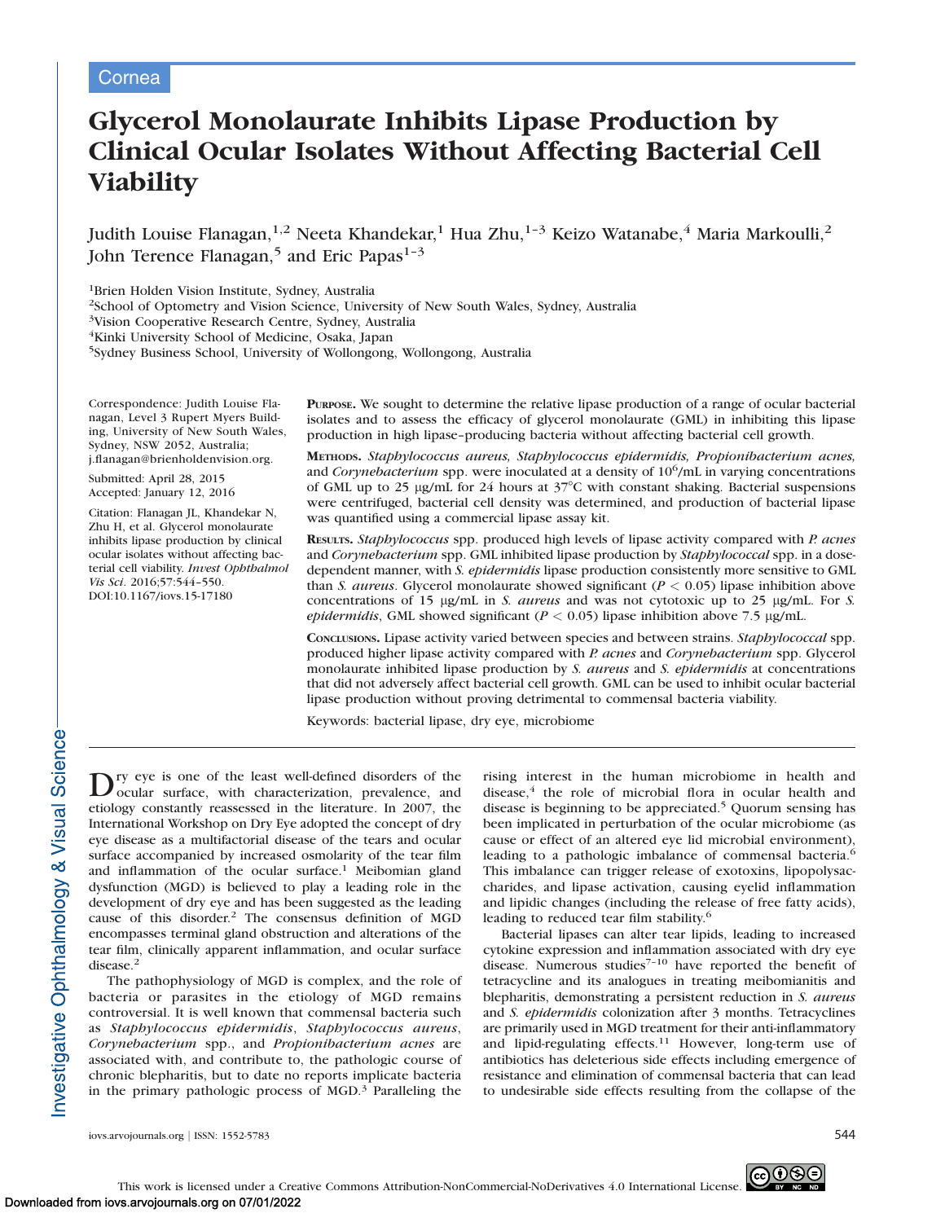Cornea

# Glycerol Monolaurate Inhibits Lipase Production by Clinical Ocular Isolates Without Affecting Bacterial Cell Viability

Judith Louise Flanagan,[1,2] Neeta Khandekar,[1] Hua Zhu,[1–3] Keizo Watanabe,[4] Maria Markoulli,[2] John Terence Flanagan,[5] and Eric Papas[1–3]

[1]Brien Holden Vision Institute, Sydney, Australia
[2]School of Optometry and Vision Science, University of New South Wales, Sydney, Australia
[3]Vision Cooperative Research Centre, Sydney, Australia
[4]Kinki University School of Medicine, Osaka, Japan
[5]Sydney Business School, University of Wollongong, Wollongong, Australia

Correspondence: Judith Louise Flanagan, Level 3 Rupert Myers Building, University of New South Wales, Sydney, NSW 2052, Australia; j.flanagan@brienholdenvision.org.

Submitted: April 28, 2015
Accepted: January 12, 2016

Citation: Flanagan JL, Khandekar N, Zhu H, et al. Glycerol monolaurate inhibits lipase production by clinical ocular isolates without affecting bacterial cell viability. *Invest Ophthalmol Vis Sci*. 2016;57:544–550. DOI:10.1167/iovs.15-17180

**Purpose.** We sought to determine the relative lipase production of a range of ocular bacterial isolates and to assess the efficacy of glycerol monolaurate (GML) in inhibiting this lipase production in high lipase–producing bacteria without affecting bacterial cell growth.

**Methods.** *Staphylococcus aureus, Staphylococcus epidermidis, Propionibacterium acnes,* and *Corynebacterium* spp. were inoculated at a density of $10^6$/mL in varying concentrations of GML up to 25 μg/mL for 24 hours at 37°C with constant shaking. Bacterial suspensions were centrifuged, bacterial cell density was determined, and production of bacterial lipase was quantified using a commercial lipase assay kit.

**Results.** *Staphylococcus* spp. produced high levels of lipase activity compared with *P. acnes* and *Corynebacterium* spp. GML inhibited lipase production by *Staphylococcal* spp. in a dose-dependent manner, with *S. epidermidis* lipase production consistently more sensitive to GML than *S. aureus*. Glycerol monolaurate showed significant ($P < 0.05$) lipase inhibition above concentrations of 15 μg/mL in *S. aureus* and was not cytotoxic up to 25 μg/mL. For *S. epidermidis*, GML showed significant ($P < 0.05$) lipase inhibition above 7.5 μg/mL.

**Conclusions.** Lipase activity varied between species and between strains. *Staphylococcal* spp. produced higher lipase activity compared with *P. acnes* and *Corynebacterium* spp. Glycerol monolaurate inhibited lipase production by *S. aureus* and *S. epidermidis* at concentrations that did not adversely affect bacterial cell growth. GML can be used to inhibit ocular bacterial lipase production without proving detrimental to commensal bacteria viability.

Keywords: bacterial lipase, dry eye, microbiome

Dry eye is one of the least well-defined disorders of the ocular surface, with characterization, prevalence, and etiology constantly reassessed in the literature. In 2007, the International Workshop on Dry Eye adopted the concept of dry eye disease as a multifactorial disease of the tears and ocular surface accompanied by increased osmolarity of the tear film and inflammation of the ocular surface.[1] Meibomian gland dysfunction (MGD) is believed to play a leading role in the development of dry eye and has been suggested as the leading cause of this disorder.[2] The consensus definition of MGD encompasses terminal gland obstruction and alterations of the tear film, clinically apparent inflammation, and ocular surface disease.[2]

The pathophysiology of MGD is complex, and the role of bacteria or parasites in the etiology of MGD remains controversial. It is well known that commensal bacteria such as *Staphylococcus epidermidis*, *Staphylococcus aureus*, *Corynebacterium* spp., and *Propionibacterium acnes* are associated with, and contribute to, the pathologic course of chronic blepharitis, but to date no reports implicate bacteria in the primary pathologic process of MGD.[3] Paralleling the rising interest in the human microbiome in health and disease,[4] the role of microbial flora in ocular health and disease is beginning to be appreciated.[5] Quorum sensing has been implicated in perturbation of the ocular microbiome (as cause or effect of an altered eye lid microbial environment), leading to a pathologic imbalance of commensal bacteria.[6] This imbalance can trigger release of exotoxins, lipopolysaccharides, and lipase activation, causing eyelid inflammation and lipidic changes (including the release of free fatty acids), leading to reduced tear film stability.[6]

Bacterial lipases can alter tear lipids, leading to increased cytokine expression and inflammation associated with dry eye disease. Numerous studies[7–10] have reported the benefit of tetracycline and its analogues in treating meibomianitis and blepharitis, demonstrating a persistent reduction in *S. aureus* and *S. epidermidis* colonization after 3 months. Tetracyclines are primarily used in MGD treatment for their anti-inflammatory and lipid-regulating effects.[11] However, long-term use of antibiotics has deleterious side effects including emergence of resistance and elimination of commensal bacteria that can lead to undesirable side effects resulting from the collapse of the

This work is licensed under a Creative Commons Attribution-NonCommercial-NoDerivatives 4.0 International License.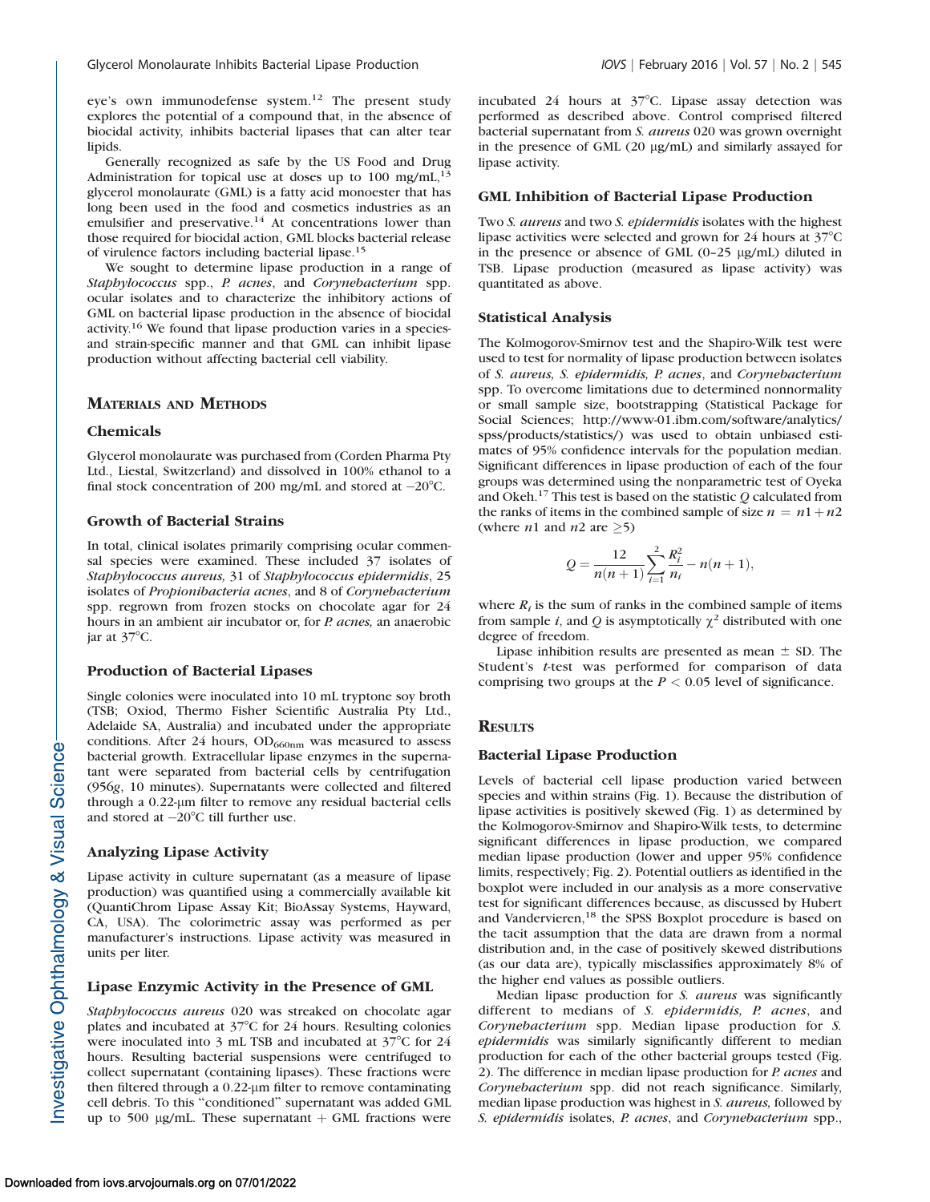eye's own immunodefense system.[12] The present study explores the potential of a compound that, in the absence of biocidal activity, inhibits bacterial lipases that can alter tear lipids.

Generally recognized as safe by the US Food and Drug Administration for topical use at doses up to 100 mg/mL,[13] glycerol monolaurate (GML) is a fatty acid monoester that has long been used in the food and cosmetics industries as an emulsifier and preservative.[14] At concentrations lower than those required for biocidal action, GML blocks bacterial release of virulence factors including bacterial lipase.[15]

We sought to determine lipase production in a range of *Staphylococcus* spp., *P. acnes*, and *Corynebacterium* spp. ocular isolates and to characterize the inhibitory actions of GML on bacterial lipase production in the absence of biocidal activity.[16] We found that lipase production varies in a species- and strain-specific manner and that GML can inhibit lipase production without affecting bacterial cell viability.

## Materials and Methods

### Chemicals

Glycerol monolaurate was purchased from (Corden Pharma Pty Ltd., Liestal, Switzerland) and dissolved in 100% ethanol to a final stock concentration of 200 mg/mL and stored at −20°C.

### Growth of Bacterial Strains

In total, clinical isolates primarily comprising ocular commensal species were examined. These included 37 isolates of *Staphylococcus aureus,* 31 of *Staphylococcus epidermidis*, 25 isolates of *Propionibacteria acnes*, and 8 of *Corynebacterium* spp. regrown from frozen stocks on chocolate agar for 24 hours in an ambient air incubator or, for *P. acnes,* an anaerobic jar at 37°C.

### Production of Bacterial Lipases

Single colonies were inoculated into 10 mL tryptone soy broth (TSB; Oxiod, Thermo Fisher Scientific Australia Pty Ltd., Adelaide SA, Australia) and incubated under the appropriate conditions. After 24 hours, $OD_{660nm}$ was measured to assess bacterial growth. Extracellular lipase enzymes in the supernatant were separated from bacterial cells by centrifugation (956*g*, 10 minutes). Supernatants were collected and filtered through a 0.22-μm filter to remove any residual bacterial cells and stored at −20°C till further use.

### Analyzing Lipase Activity

Lipase activity in culture supernatant (as a measure of lipase production) was quantified using a commercially available kit (QuantiChrom Lipase Assay Kit; BioAssay Systems, Hayward, CA, USA). The colorimetric assay was performed as per manufacturer's instructions. Lipase activity was measured in units per liter.

### Lipase Enzymic Activity in the Presence of GML

*Staphylococcus aureus* 020 was streaked on chocolate agar plates and incubated at 37°C for 24 hours. Resulting colonies were inoculated into 3 mL TSB and incubated at 37°C for 24 hours. Resulting bacterial suspensions were centrifuged to collect supernatant (containing lipases). These fractions were then filtered through a 0.22-μm filter to remove contaminating cell debris. To this "conditioned" supernatant was added GML up to 500 μg/mL. These supernatant + GML fractions were incubated 24 hours at 37°C. Lipase assay detection was performed as described above. Control comprised filtered bacterial supernatant from *S. aureus* 020 was grown overnight in the presence of GML (20 μg/mL) and similarly assayed for lipase activity.

### GML Inhibition of Bacterial Lipase Production

Two *S. aureus* and two *S. epidermidis* isolates with the highest lipase activities were selected and grown for 24 hours at 37°C in the presence or absence of GML (0–25 μg/mL) diluted in TSB. Lipase production (measured as lipase activity) was quantitated as above.

### Statistical Analysis

The Kolmogorov-Smirnov test and the Shapiro-Wilk test were used to test for normality of lipase production between isolates of *S. aureus, S. epidermidis, P. acnes*, and *Corynebacterium* spp. To overcome limitations due to determined nonnormality or small sample size, bootstrapping (Statistical Package for Social Sciences; http://www-01.ibm.com/software/analytics/spss/products/statistics/) was used to obtain unbiased estimates of 95% confidence intervals for the population median. Significant differences in lipase production of each of the four groups was determined using the nonparametric test of Oyeka and Okeh.[17] This test is based on the statistic $Q$ calculated from the ranks of items in the combined sample of size $n = n1 + n2$ (where $n1$ and $n2$ are $\geq 5$)

$$Q = \frac{12}{n(n+1)} \sum_{i=1}^{2} \frac{R_i^2}{n_i} - n(n+1),$$

where $R_i$ is the sum of ranks in the combined sample of items from sample $i$, and $Q$ is asymptotically $\chi^2$ distributed with one degree of freedom.

Lipase inhibition results are presented as mean ± SD. The Student's *t*-test was performed for comparison of data comprising two groups at the $P < 0.05$ level of significance.

## Results

### Bacterial Lipase Production

Levels of bacterial cell lipase production varied between species and within strains (Fig. 1). Because the distribution of lipase activities is positively skewed (Fig. 1) as determined by the Kolmogorov-Smirnov and Shapiro-Wilk tests, to determine significant differences in lipase production, we compared median lipase production (lower and upper 95% confidence limits, respectively; Fig. 2). Potential outliers as identified in the boxplot were included in our analysis as a more conservative test for significant differences because, as discussed by Hubert and Vandervieren,[18] the SPSS Boxplot procedure is based on the tacit assumption that the data are drawn from a normal distribution and, in the case of positively skewed distributions (as our data are), typically misclassifies approximately 8% of the higher end values as possible outliers.

Median lipase production for *S. aureus* was significantly different to medians of *S. epidermidis, P. acnes*, and *Corynebacterium* spp. Median lipase production for *S. epidermidis* was similarly significantly different to median production for each of the other bacterial groups tested (Fig. 2). The difference in median lipase production for *P. acnes* and *Corynebacterium* spp. did not reach significance. Similarly, median lipase production was highest in *S. aureus,* followed by *S. epidermidis* isolates, *P. acnes*, and *Corynebacterium* spp.,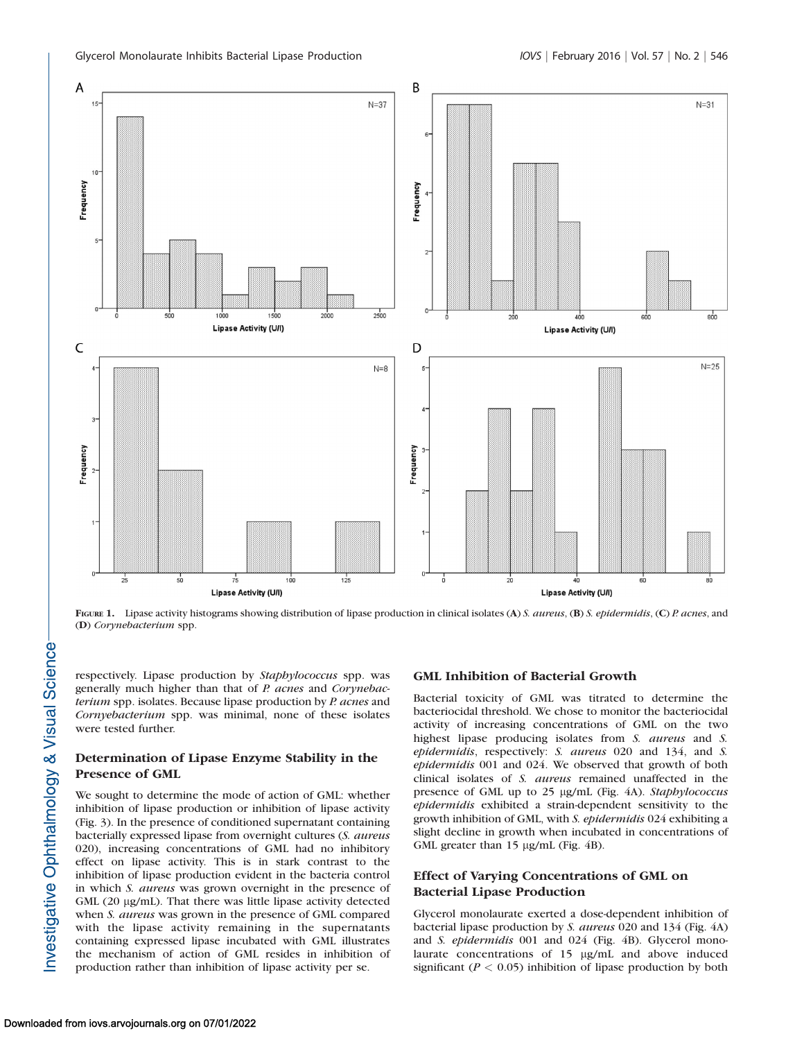FIGURE 1. Lipase activity histograms showing distribution of lipase production in clinical isolates (**A**) *S. aureus*, (**B**) *S. epidermidis*, (**C**) *P. acnes*, and (**D**) *Corynebacterium* spp.

respectively. Lipase production by *Staphylococcus* spp. was generally much higher than that of *P. acnes* and *Corynebacterium* spp. isolates. Because lipase production by *P. acnes* and *Cornyebacterium* spp. was minimal, none of these isolates were tested further.

### Determination of Lipase Enzyme Stability in the Presence of GML

We sought to determine the mode of action of GML: whether inhibition of lipase production or inhibition of lipase activity (Fig. 3). In the presence of conditioned supernatant containing bacterially expressed lipase from overnight cultures (*S. aureus* 020), increasing concentrations of GML had no inhibitory effect on lipase activity. This is in stark contrast to the inhibition of lipase production evident in the bacteria control in which *S. aureus* was grown overnight in the presence of GML (20 μg/mL). That there was little lipase activity detected when *S. aureus* was grown in the presence of GML compared with the lipase activity remaining in the supernatants containing expressed lipase incubated with GML illustrates the mechanism of action of GML resides in inhibition of production rather than inhibition of lipase activity per se.

### GML Inhibition of Bacterial Growth

Bacterial toxicity of GML was titrated to determine the bacteriocidal threshold. We chose to monitor the bacteriocidal activity of increasing concentrations of GML on the two highest lipase producing isolates from *S. aureus* and *S. epidermidis*, respectively: *S. aureus* 020 and 134, and *S. epidermidis* 001 and 024. We observed that growth of both clinical isolates of *S. aureus* remained unaffected in the presence of GML up to 25 μg/mL (Fig. 4A). *Staphylococcus epidermidis* exhibited a strain-dependent sensitivity to the growth inhibition of GML, with *S. epidermidis* 024 exhibiting a slight decline in growth when incubated in concentrations of GML greater than 15 μg/mL (Fig. 4B).

### Effect of Varying Concentrations of GML on Bacterial Lipase Production

Glycerol monolaurate exerted a dose-dependent inhibition of bacterial lipase production by *S. aureus* 020 and 134 (Fig. 4A) and *S. epidermidis* 001 and 024 (Fig. 4B). Glycerol monolaurate concentrations of 15 μg/mL and above induced significant ($P < 0.05$) inhibition of lipase production by both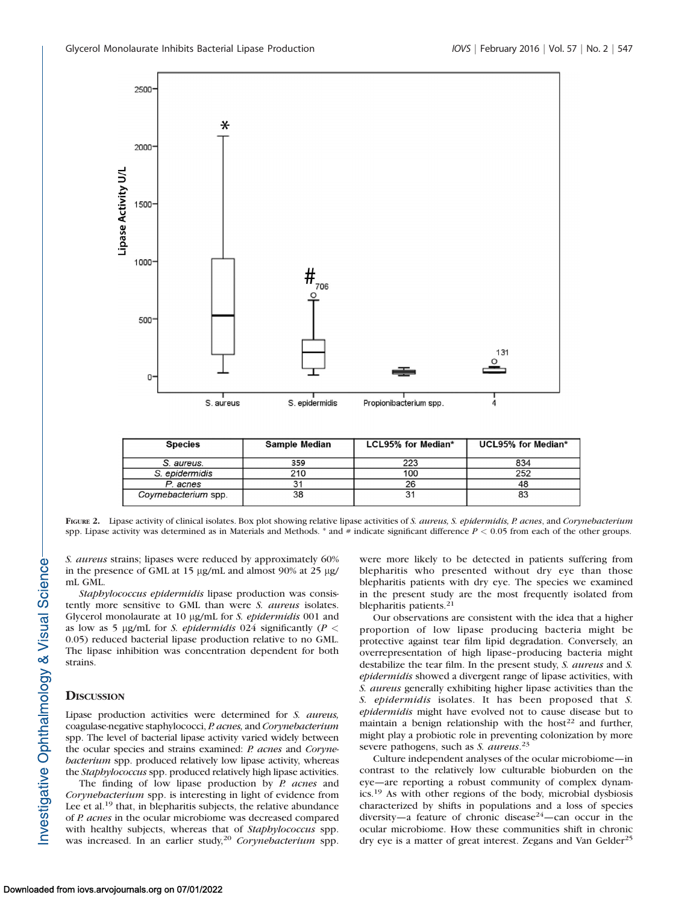| Species | Sample Median | LCL95% for Median* | UCL95% for Median* |
|---|---|---|---|
| *S. aureus.* | 359 | 223 | 834 |
| *S. epidermidis* | 210 | 100 | 252 |
| *P. acnes* | 31 | 26 | 48 |
| *Coyrnebacterium* spp. | 38 | 31 | 83 |

FIGURE 2. Lipase activity of clinical isolates. Box plot showing relative lipase activities of *S. aureus, S. epidermidis, P. acnes*, and *Corynebacterium* spp. Lipase activity was determined as in Materials and Methods. * and # indicate significant difference $P < 0.05$ from each of the other groups.

*S. aureus* strains; lipases were reduced by approximately 60% in the presence of GML at 15 μg/mL and almost 90% at 25 μg/mL GML.

*Staphylococcus epidermidis* lipase production was consistently more sensitive to GML than were *S. aureus* isolates. Glycerol monolaurate at 10 μg/mL for *S. epidermidis* 001 and as low as 5 μg/mL for *S. epidermidis* 024 significantly ($P < 0.05$) reduced bacterial lipase production relative to no GML. The lipase inhibition was concentration dependent for both strains.

## DISCUSSION

Lipase production activities were determined for *S. aureus*, coagulase-negative staphylococci, *P. acnes,* and *Corynebacterium* spp. The level of bacterial lipase activity varied widely between the ocular species and strains examined: *P. acnes* and *Corynebacterium* spp. produced relatively low lipase activity, whereas the *Staphylococcus* spp. produced relatively high lipase activities.

The finding of low lipase production by *P. acnes* and *Corynebacterium* spp. is interesting in light of evidence from Lee et al.[19] that, in blepharitis subjects, the relative abundance of *P. acnes* in the ocular microbiome was decreased compared with healthy subjects, whereas that of *Staphylococcus* spp. was increased. In an earlier study,[20] *Corynebacterium* spp. were more likely to be detected in patients suffering from blepharitis who presented without dry eye than those blepharitis patients with dry eye. The species we examined in the present study are the most frequently isolated from blepharitis patients.[21]

Our observations are consistent with the idea that a higher proportion of low lipase producing bacteria might be protective against tear film lipid degradation. Conversely, an overrepresentation of high lipase–producing bacteria might destabilize the tear film. In the present study, *S. aureus* and *S. epidermidis* showed a divergent range of lipase activities, with *S. aureus* generally exhibiting higher lipase activities than the *S. epidermidis* isolates. It has been proposed that *S. epidermidis* might have evolved not to cause disease but to maintain a benign relationship with the host[22] and further, might play a probiotic role in preventing colonization by more severe pathogens, such as *S. aureus*.[23]

Culture independent analyses of the ocular microbiome—in contrast to the relatively low culturable bioburden on the eye—are reporting a robust community of complex dynamics.[19] As with other regions of the body, microbial dysbiosis characterized by shifts in populations and a loss of species diversity—a feature of chronic disease[24]—can occur in the ocular microbiome. How these communities shift in chronic dry eye is a matter of great interest. Zegans and Van Gelder[25]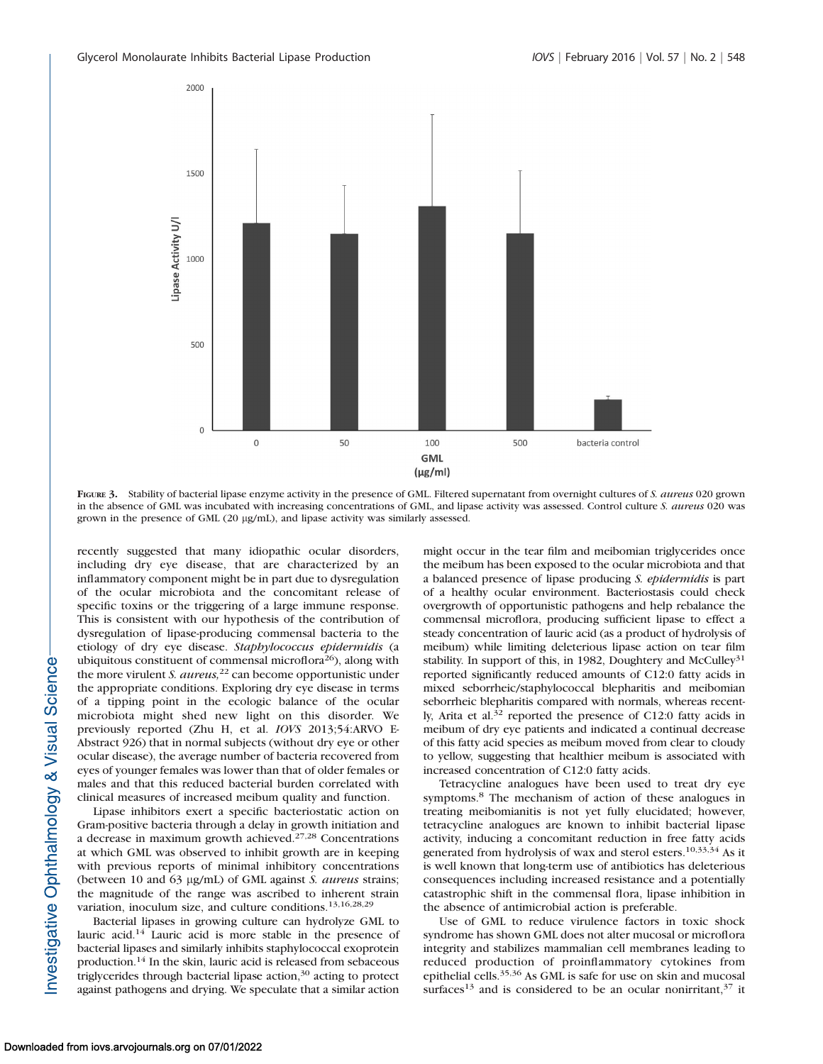**FIGURE 3.** Stability of bacterial lipase enzyme activity in the presence of GML. Filtered supernatant from overnight cultures of *S. aureus* 020 grown in the absence of GML was incubated with increasing concentrations of GML, and lipase activity was assessed. Control culture *S. aureus* 020 was grown in the presence of GML (20 μg/mL), and lipase activity was similarly assessed.

recently suggested that many idiopathic ocular disorders, including dry eye disease, that are characterized by an inflammatory component might be in part due to dysregulation of the ocular microbiota and the concomitant release of specific toxins or the triggering of a large immune response. This is consistent with our hypothesis of the contribution of dysregulation of lipase-producing commensal bacteria to the etiology of dry eye disease. *Staphylococcus epidermidis* (a ubiquitous constituent of commensal microflora[26]), along with the more virulent *S. aureus,*[22] can become opportunistic under the appropriate conditions. Exploring dry eye disease in terms of a tipping point in the ecologic balance of the ocular microbiota might shed new light on this disorder. We previously reported (Zhu H, et al. *IOVS* 2013;54:ARVO E-Abstract 926) that in normal subjects (without dry eye or other ocular disease), the average number of bacteria recovered from eyes of younger females was lower than that of older females or males and that this reduced bacterial burden correlated with clinical measures of increased meibum quality and function.

Lipase inhibitors exert a specific bacteriostatic action on Gram-positive bacteria through a delay in growth initiation and a decrease in maximum growth achieved.[27,28] Concentrations at which GML was observed to inhibit growth are in keeping with previous reports of minimal inhibitory concentrations (between 10 and 63 μg/mL) of GML against *S. aureus* strains; the magnitude of the range was ascribed to inherent strain variation, inoculum size, and culture conditions.[13,16,28,29]

Bacterial lipases in growing culture can hydrolyze GML to lauric acid.[14] Lauric acid is more stable in the presence of bacterial lipases and similarly inhibits staphylococcal exoprotein production.[14] In the skin, lauric acid is released from sebaceous triglycerides through bacterial lipase action,[30] acting to protect against pathogens and drying. We speculate that a similar action might occur in the tear film and meibomian triglycerides once the meibum has been exposed to the ocular microbiota and that a balanced presence of lipase producing *S. epidermidis* is part of a healthy ocular environment. Bacteriostasis could check overgrowth of opportunistic pathogens and help rebalance the commensal microflora, producing sufficient lipase to effect a steady concentration of lauric acid (as a product of hydrolysis of meibum) while limiting deleterious lipase action on tear film stability. In support of this, in 1982, Doughtery and McCulley[31] reported significantly reduced amounts of C12:0 fatty acids in mixed seborrheic/staphylococcal blepharitis and meibomian seborrheic blepharitis compared with normals, whereas recently, Arita et al.[32] reported the presence of C12:0 fatty acids in meibum of dry eye patients and indicated a continual decrease of this fatty acid species as meibum moved from clear to cloudy to yellow, suggesting that healthier meibum is associated with increased concentration of C12:0 fatty acids.

Tetracycline analogues have been used to treat dry eye symptoms.[8] The mechanism of action of these analogues in treating meibomianitis is not yet fully elucidated; however, tetracycline analogues are known to inhibit bacterial lipase activity, inducing a concomitant reduction in free fatty acids generated from hydrolysis of wax and sterol esters.[10,33,34] As it is well known that long-term use of antibiotics has deleterious consequences including increased resistance and a potentially catastrophic shift in the commensal flora, lipase inhibition in the absence of antimicrobial action is preferable.

Use of GML to reduce virulence factors in toxic shock syndrome has shown GML does not alter mucosal or microflora integrity and stabilizes mammalian cell membranes leading to reduced production of proinflammatory cytokines from epithelial cells.[35,36] As GML is safe for use on skin and mucosal surfaces[13] and is considered to be an ocular nonirritant,[37] it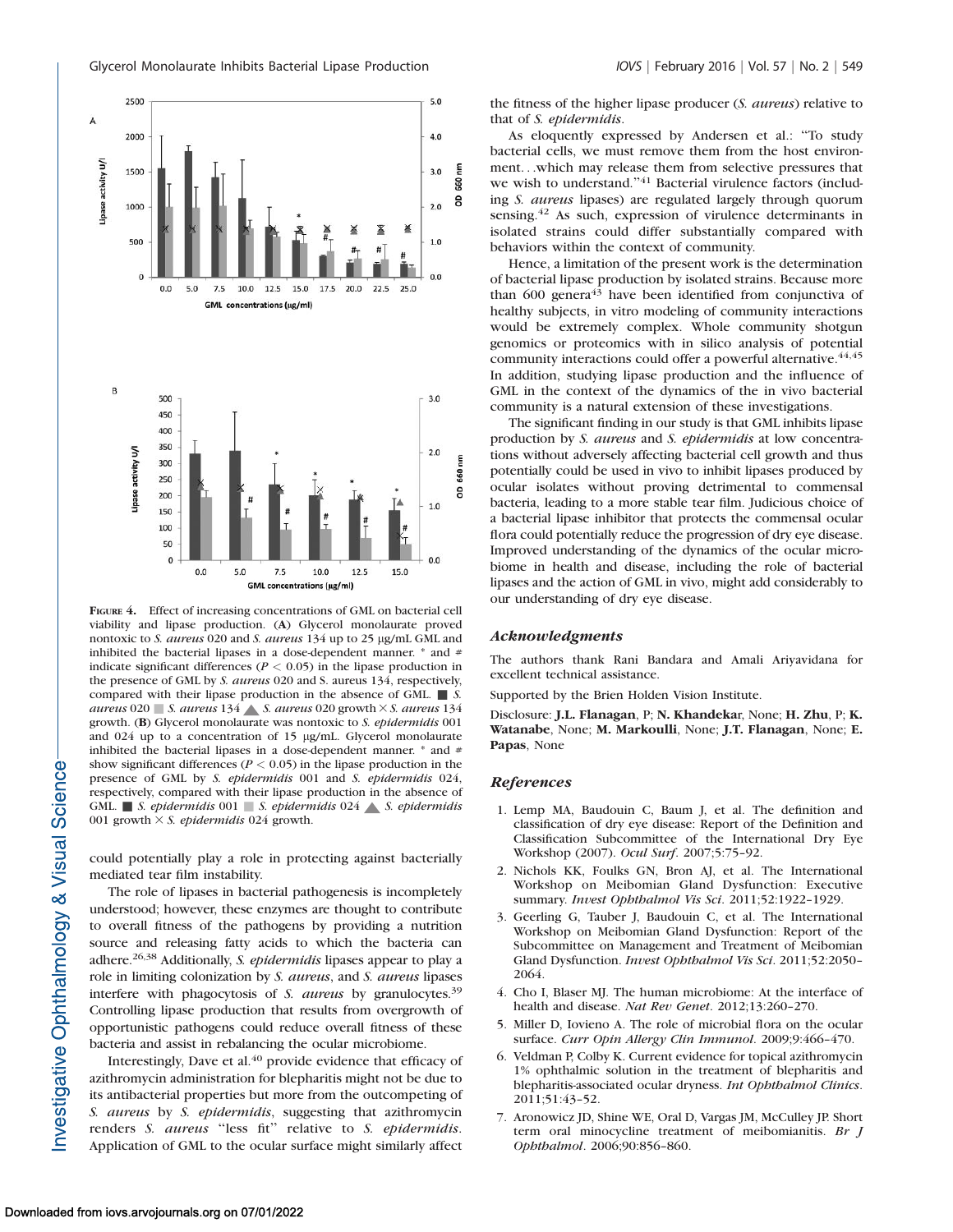FIGURE 4. Effect of increasing concentrations of GML on bacterial cell viability and lipase production. (A) Glycerol monolaurate proved nontoxic to *S. aureus* 020 and *S. aureus* 134 up to 25 µg/mL GML and inhibited the bacterial lipases in a dose-dependent manner. * and # indicate significant differences ($P < 0.05$) in the lipase production in the presence of GML by *S. aureus* 020 and S. aureus 134, respectively, compared with their lipase production in the absence of GML. ■ *S. aureus* 020 ■ *S. aureus* 134 ▲ *S. aureus* 020 growth × *S. aureus* 134 growth. (B) Glycerol monolaurate was nontoxic to *S. epidermidis* 001 and 024 up to a concentration of 15 µg/mL. Glycerol monolaurate inhibited the bacterial lipases in a dose-dependent manner. * and # show significant differences ($P < 0.05$) in the lipase production in the presence of GML by *S. epidermidis* 001 and *S. epidermidis* 024, respectively, compared with their lipase production in the absence of GML. ■ *S. epidermidis* 001 ■ *S. epidermidis* 024 ▲ *S. epidermidis* 001 growth × *S. epidermidis* 024 growth.

could potentially play a role in protecting against bacterially mediated tear film instability.

The role of lipases in bacterial pathogenesis is incompletely understood; however, these enzymes are thought to contribute to overall fitness of the pathogens by providing a nutrition source and releasing fatty acids to which the bacteria can adhere.[26,38] Additionally, *S. epidermidis* lipases appear to play a role in limiting colonization by *S. aureus*, and *S. aureus* lipases interfere with phagocytosis of *S. aureus* by granulocytes.[39] Controlling lipase production that results from overgrowth of opportunistic pathogens could reduce overall fitness of these bacteria and assist in rebalancing the ocular microbiome.

Interestingly, Dave et al.[40] provide evidence that efficacy of azithromycin administration for blepharitis might not be due to its antibacterial properties but more from the outcompeting of *S. aureus* by *S. epidermidis*, suggesting that azithromycin renders *S. aureus* "less fit" relative to *S. epidermidis*. Application of GML to the ocular surface might similarly affect the fitness of the higher lipase producer (*S. aureus*) relative to that of *S. epidermidis*.

As eloquently expressed by Andersen et al.: "To study bacterial cells, we must remove them from the host environment…which may release them from selective pressures that we wish to understand."[41] Bacterial virulence factors (including *S. aureus* lipases) are regulated largely through quorum sensing.[42] As such, expression of virulence determinants in isolated strains could differ substantially compared with behaviors within the context of community.

Hence, a limitation of the present work is the determination of bacterial lipase production by isolated strains. Because more than 600 genera[43] have been identified from conjunctiva of healthy subjects, in vitro modeling of community interactions would be extremely complex. Whole community shotgun genomics or proteomics with in silico analysis of potential community interactions could offer a powerful alternative.[44,45] In addition, studying lipase production and the influence of GML in the context of the dynamics of the in vivo bacterial community is a natural extension of these investigations.

The significant finding in our study is that GML inhibits lipase production by *S. aureus* and *S. epidermidis* at low concentrations without adversely affecting bacterial cell growth and thus potentially could be used in vivo to inhibit lipases produced by ocular isolates without proving detrimental to commensal bacteria, leading to a more stable tear film. Judicious choice of a bacterial lipase inhibitor that protects the commensal ocular flora could potentially reduce the progression of dry eye disease. Improved understanding of the dynamics of the ocular microbiome in health and disease, including the role of bacterial lipases and the action of GML in vivo, might add considerably to our understanding of dry eye disease.

### *Acknowledgments*

The authors thank Rani Bandara and Amali Ariyavidana for excellent technical assistance.

Supported by the Brien Holden Vision Institute.

Disclosure: **J.L. Flanagan**, P; **N. Khandekar**, None; **H. Zhu**, P; **K. Watanabe**, None; **M. Markoulli**, None; **J.T. Flanagan**, None; **E. Papas**, None

## *References*

1. Lemp MA, Baudouin C, Baum J, et al. The definition and classification of dry eye disease: Report of the Definition and Classification Subcommittee of the International Dry Eye Workshop (2007). *Ocul Surf*. 2007;5:75–92.
2. Nichols KK, Foulks GN, Bron AJ, et al. The International Workshop on Meibomian Gland Dysfunction: Executive summary. *Invest Ophthalmol Vis Sci*. 2011;52:1922–1929.
3. Geerling G, Tauber J, Baudouin C, et al. The International Workshop on Meibomian Gland Dysfunction: Report of the Subcommittee on Management and Treatment of Meibomian Gland Dysfunction. *Invest Ophthalmol Vis Sci*. 2011;52:2050–2064.
4. Cho I, Blaser MJ. The human microbiome: At the interface of health and disease. *Nat Rev Genet*. 2012;13:260–270.
5. Miller D, Iovieno A. The role of microbial flora on the ocular surface. *Curr Opin Allergy Clin Immunol*. 2009;9:466–470.
6. Veldman P, Colby K. Current evidence for topical azithromycin 1% ophthalmic solution in the treatment of blepharitis and blepharitis-associated ocular dryness. *Int Ophthalmol Clinics*. 2011;51:43–52.
7. Aronowicz JD, Shine WE, Oral D, Vargas JM, McCulley JP. Short term oral minocycline treatment of meibomianitis. *Br J Ophthalmol*. 2006;90:856–860.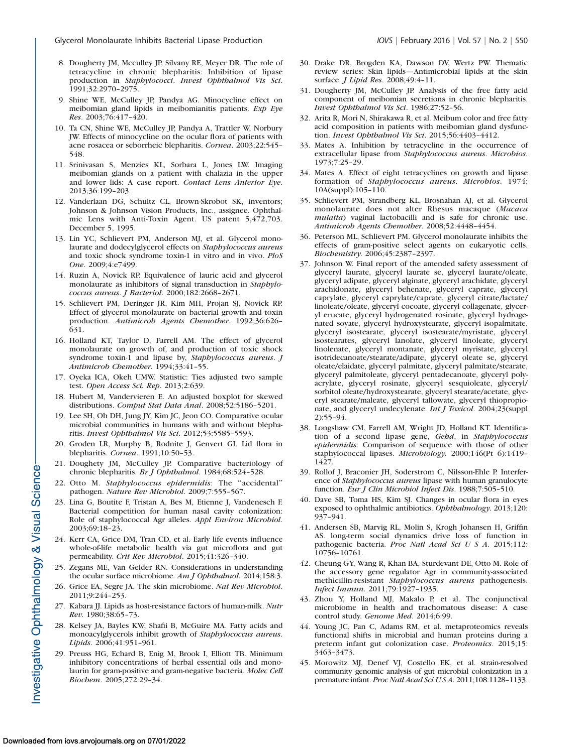8. Dougherty JM, Mcculley JP, Silvany RE, Meyer DR. The role of tetracycline in chronic blepharitis: Inhibition of lipase production in *Staphylococci*. *Invest Ophthalmol Vis Sci*. 1991;32:2970–2975.
9. Shine WE, McCulley JP, Pandya AG. Minocycline effect on meibomian gland lipids in meibomianitis patients. *Exp Eye Res*. 2003;76:417–420.
10. Ta CN, Shine WE, McCulley JP, Pandya A, Trattler W, Norbury JW. Effects of minocycline on the ocular flora of patients with acne rosacea or seborrheic blepharitis. *Cornea*. 2003;22:545–548.
11. Srinivasan S, Menzies KL, Sorbara L, Jones LW. Imaging meibomian glands on a patient with chalazia in the upper and lower lids: A case report. *Contact Lens Anterior Eye*. 2013;36:199–203.
12. Vanderlaan DG, Schultz CL, Brown-Skrobot SK, inventors; Johnson & Johnson Vision Products, Inc., assignee. Ophthalmic Lens with Anti-Toxin Agent. US patent 5,472,703. December 5, 1995.
13. Lin YC, Schlievert PM, Anderson MJ, et al. Glycerol monolaurate and dodecylglycerol effects on *Staphylococcus aureus* and toxic shock syndrome toxin-1 in vitro and in vivo. *PloS One*. 2009;4:e7499.
14. Ruzin A, Novick RP. Equivalence of lauric acid and glycerol monolaurate as inhibitors of signal transduction in *Staphylococcus aureus*. *J Bacteriol*. 2000;182:2668–2671.
15. Schlievert PM, Deringer JR, Kim MH, Projan SJ, Novick RP. Effect of glycerol monolaurate on bacterial growth and toxin production. *Antimicrob Agents Chemother*. 1992;36:626–631.
16. Holland KT, Taylor D, Farrell AM. The effect of glycerol monolaurate on growth of, and production of toxic shock syndrome toxin-1 and lipase by, *Staphylococcus aureus*. *J Antimicrob Chemother*. 1994;33:41–55.
17. Oyeka ICA, Okeh UMW. Statistic: Ties adjusted two sample test. *Open Access Sci. Rep*. 2013;2:639.
18. Hubert M, Vandervieren E. An adjusted boxplot for skewed distributions. *Comput Stat Data Anal*. 2008;52:5186–5201.
19. Lee SH, Oh DH, Jung JY, Kim JC, Jeon CO. Comparative ocular microbial communities in humans with and without blepharitis. *Invest Ophthalmol Vis Sci*. 2012;53:5585–5593.
20. Groden LR, Murphy B, Rodnite J, Genvert GI. Lid flora in blepharitis. *Cornea*. 1991;10:50–53.
21. Doughety JM, McCulley JP. Comparative bacteriology of chronic blepharitis. *Br J Ophthalmol*. 1984;68:524–528.
22. Otto M. *Staphylococcus epidermidis*: The "accidental" pathogen. *Nature Rev Microbiol*. 2009;7:555–567.
23. Lina G, Boutite F, Tristan A, Bes M, Etienne J, Vandenesch F. Bacterial competition for human nasal cavity colonization: Role of staphylococcal Agr alleles. *Appl Environ Microbiol*. 2003;69:18–23.
24. Kerr CA, Grice DM, Tran CD, et al. Early life events influence whole-of-life metabolic health via gut microflora and gut permeability. *Crit Rev Microbiol*. 2015;41:326–340.
25. Zegans ME, Van Gelder RN. Considerations in understanding the ocular surface microbiome. *Am J Ophthalmol*. 2014;158:3.
26. Grice EA, Segre JA. The skin microbiome. *Nat Rev Microbiol*. 2011;9:244–253.
27. Kabara JJ. Lipids as host-resistance factors of human-milk. *Nutr Rev*. 1980;38:65–73.
28. Kelsey JA, Bayles KW, Shafii B, McGuire MA. Fatty acids and monoacylglycerols inhibit growth of *Staphylococcus aureus*. *Lipids*. 2006;41:951–961.
29. Preuss HG, Echard B, Enig M, Brook I, Elliott TB. Minimum inhibitory concentrations of herbal essential oils and monolaurin for gram-positive and gram-negative bacteria. *Molec Cell Biochem*. 2005;272:29–34.
30. Drake DR, Brogden KA, Dawson DV, Wertz PW. Thematic review series: Skin lipids—Antimicrobial lipids at the skin surface. *J Lipid Res*. 2008;49:4–11.
31. Dougherty JM, McCulley JP. Analysis of the free fatty acid component of meibomian secretions in chronic blepharitis. *Invest Ophthalmol Vis Sci*. 1986;27:52–56.
32. Arita R, Mori N, Shirakawa R, et al. Meibum color and free fatty acid composition in patients with meibomian gland dysfunction. *Invest Ophthalmol Vis Sci*. 2015;56:4403–4412.
33. Mates A. Inhibition by tetracycline in the occurrence of extracellular lipase from *Staphylococcus aureus*. *Microbios*. 1973;7:25–29.
34. Mates A. Effect of eight tetracyclines on growth and lipase formation of *Staphylococcus aureus*. *Microbios*. 1974; 10A(suppl):105–110.
35. Schlievert PM, Strandberg KL, Brosnahan AJ, et al. Glycerol monolaurate does not alter Rhesus macaque (*Macaca mulatta*) vaginal lactobacilli and is safe for chronic use. *Antimicrob Agents Chemother*. 2008;52:4448–4454.
36. Peterson ML, Schlievert PM. Glycerol monolaurate inhibits the effects of gram-positive select agents on eukaryotic cells. *Biochemistry*. 2006;45:2387–2397.
37. Johnson W. Final report of the amended safety assessment of glyceryl laurate, glyceryl laurate se, glyceryl laurate/oleate, glyceryl adipate, glyceryl alginate, glyceryl arachidate, glyceryl arachidonate, glyceryl behenate, glyceryl caprate, glyceryl caprylate, glyceryl caprylate/caprate, glyceryl citrate/lactate/linoleate/oleate, glyceryl cocoate, glyceryl collagenate, glyceryl erucate, glyceryl hydrogenated rosinate, glyceryl hydrogenated soyate, glyceryl hydroxystearate, glyceryl isopalmitate, glyceryl isostearate, glyceryl isostearate/myristate, glyceryl isostearates, glyceryl lanolate, glyceryl linoleate, glyceryl linolenate, glyceryl montanate, glyceryl myristate, glyceryl isotridecanoate/stearate/adipate, glyceryl oleate se, glyceryl oleate/elaidate, glyceryl palmitate, glyceryl palmitate/stearate, glyceryl palmitoleate, glyceryl pentadecanoate, glyceryl polyacrylate, glyceryl rosinate, glyceryl sesquioleate, glyceryl/sorbitol oleate/hydroxystearate, glyceryl stearate/acetate, glyceryl stearate/maleate, glyceryl tallowate, glyceryl thiopropionate, and glyceryl undecylenate. *Int J Toxicol*. 2004;23(suppl 2):55–94.
38. Longshaw CM, Farrell AM, Wright JD, Holland KT. Identification of a second lipase gene, *Gehd*, in *Staphylococcus epidermidis*: Comparison of sequence with those of other staphylococcal lipases. *Microbiology*. 2000;146(Pt 6):1419–1427.
39. Rollof J, Braconier JH, Soderstrom C, Nilsson-Ehle P. Interference of *Staphylococcus aureus* lipase with human granulocyte function. *Eur J Clin Microbiol Infect Dis*. 1988;7:505–510.
40. Dave SB, Toma HS, Kim SJ. Changes in ocular flora in eyes exposed to ophthalmic antibiotics. *Ophthalmology*. 2013;120: 937–941.
41. Andersen SB, Marvig RL, Molin S, Krogh Johansen H, Griffin AS. long-term social dynamics drive loss of function in pathogenic bacteria. *Proc Natl Acad Sci U S A*. 2015;112: 10756–10761.
42. Cheung GY, Wang R, Khan BA, Sturdevant DE, Otto M. Role of the accessory gene regulator Agr in community-associated methicillin-resistant *Staphylococcus aureus* pathogenesis. *Infect Immun*. 2011;79:1927–1935.
43. Zhou Y, Holland MJ, Makalo P, et al. The conjunctival microbiome in health and trachomatous disease: A case control study. *Genome Med*. 2014;6:99.
44. Young JC, Pan C, Adams RM, et al. metaproteomics reveals functional shifts in microbial and human proteins during a preterm infant gut colonization case. *Proteomics*. 2015;15: 3463–3473.
45. Morowitz MJ, Denef VJ, Costello EK, et al. strain-resolved community genomic analysis of gut microbial colonization in a premature infant. *Proc Natl Acad Sci U S A*. 2011;108:1128–1133.